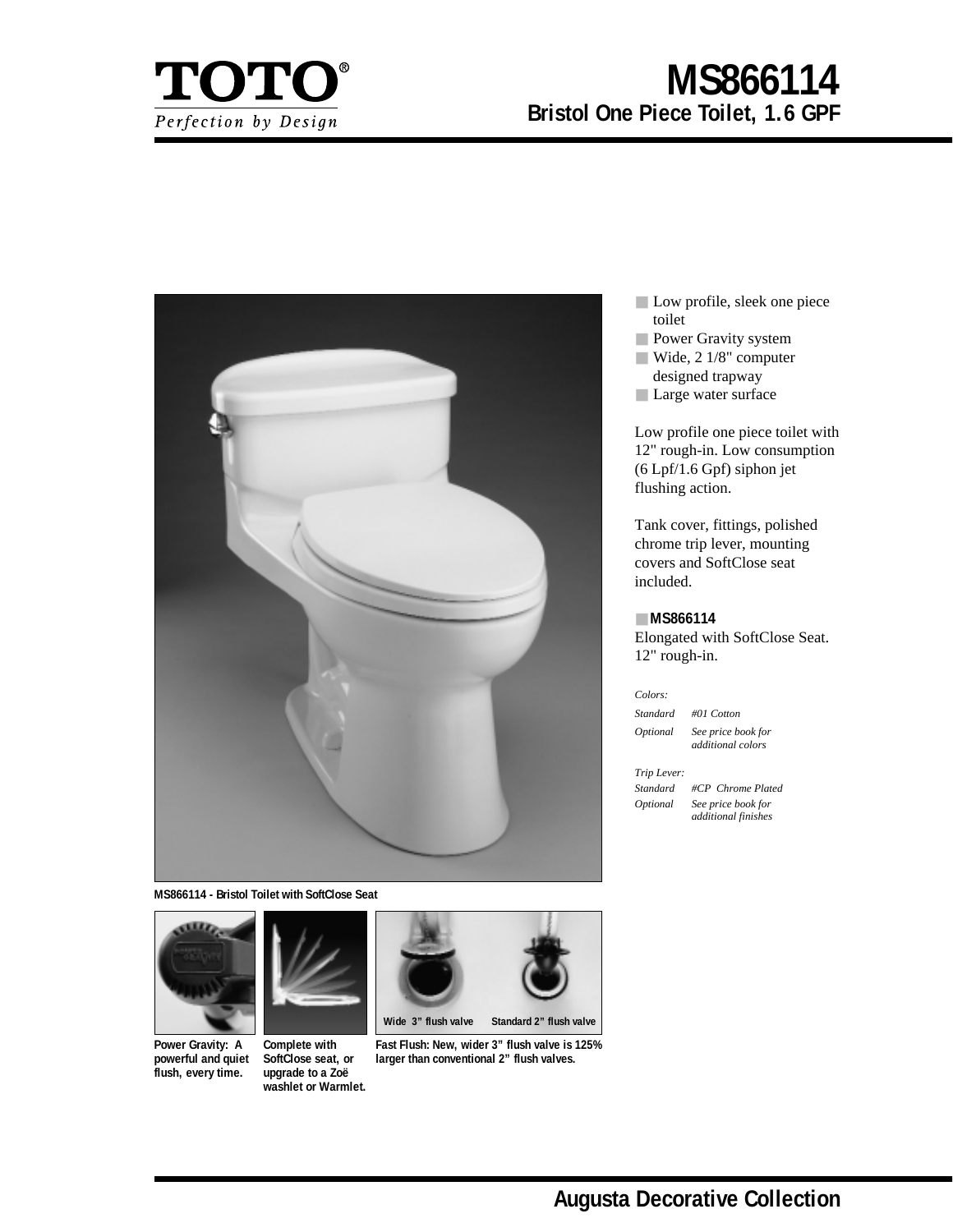TOTO®

*Perfection by Design*

# MS866114

## Bristol One Piece Toilet, 1.6 GPF

MS866114 - Bristol Toilet with SoftClose Seat

**Power Gravity: A powerful and quiet flush, every time.**

**Complete with SoftClose seat, or upgrade to a Zoë washlet or Warmlet.**

Wide 3" flush valve   Standard 2" flush valve

**Fast Flush: New, wider 3" flush valve is 125% larger than conventional 2" flush valves.**

- Low profile, sleek one piece toilet
- Power Gravity system
- Wide, 2 1/8" computer designed trapway
- Large water surface

Low profile one piece toilet with 12" rough-in. Low consumption (6 Lpf/1.6 Gpf) siphon jet flushing action.

Tank cover, fittings, polished chrome trip lever, mounting covers and SoftClose seat included.

**MS866114**

Elongated with SoftClose Seat. 12" rough-in.

*Colors:*

| | |
|---|---|
| *Standard* | *#01 Cotton* |
| *Optional* | *See price book for additional colors* |

*Trip Lever:*

| | |
|---|---|
| *Standard* | *#CP Chrome Plated* |
| *Optional* | *See price book for additional finishes* |

**Augusta Decorative Collection**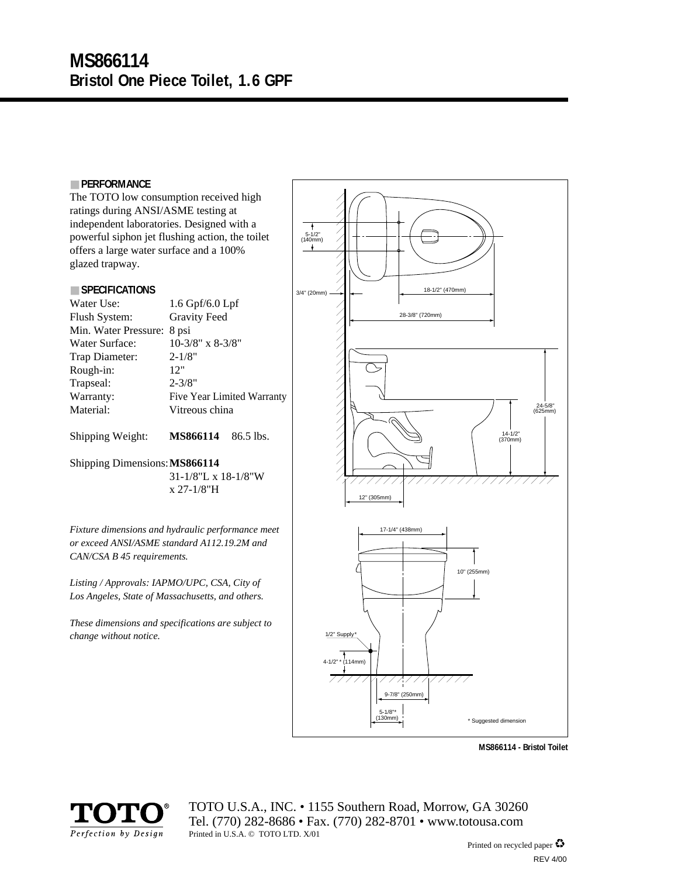# MS866114
## Bristol One Piece Toilet, 1.6 GPF

### PERFORMANCE

The TOTO low consumption received high ratings during ANSI/ASME testing at independent laboratories. Designed with a powerful siphon jet flushing action, the toilet offers a large water surface and a 100% glazed trapway.

### SPECIFICATIONS

| | |
|---|---|
| Water Use: | 1.6 Gpf/6.0 Lpf |
| Flush System: | Gravity Feed |
| Min. Water Pressure: | 8 psi |
| Water Surface: | 10-3/8" x 8-3/8" |
| Trap Diameter: | 2-1/8" |
| Rough-in: | 12" |
| Trapseal: | 2-3/8" |
| Warranty: | Five Year Limited Warranty |
| Material: | Vitreous china |

Shipping Weight: **MS866114** 86.5 lbs.

Shipping Dimensions: **MS866114**
31-1/8"L x 18-1/8"W x 27-1/8"H

*Fixture dimensions and hydraulic performance meet or exceed ANSI/ASME standard A112.19.2M and CAN/CSA B 45 requirements.*

*Listing / Approvals: IAPMO/UPC, CSA, City of Los Angeles, State of Massachusetts, and others.*

*These dimensions and specifications are subject to change without notice.*

5-1/2" (140mm)
3/4" (20mm)
18-1/2" (470mm)
28-3/8" (720mm)
24-5/8" (625mm)
14-1/2" (370mm)
12" (305mm)
17-1/4" (438mm)
10" (255mm)
1/2" Supply*
4-1/2"* (114mm)
9-7/8" (250mm)
5-1/8"* (130mm)
* Suggested dimension

**MS866114 - Bristol Toilet**

TOTO® *Perfection by Design*

TOTO U.S.A., INC. • 1155 Southern Road, Morrow, GA 30260
Tel. (770) 282-8686 • Fax. (770) 282-8701 • www.totousa.com
Printed in U.S.A. © TOTO LTD. X/01

Printed on recycled paper

REV 4/00